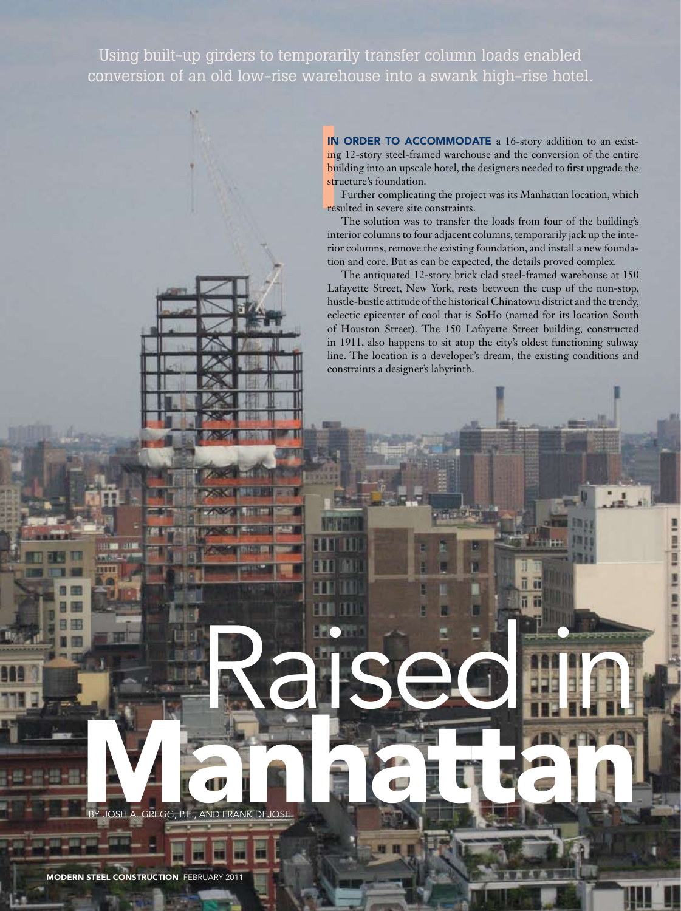Using built-up girders to temporarily transfer column loads enabled conversion of an old low-rise warehouse into a swank high-rise hotel.

# Raised in Manhattan

BY JOSH A. GREGG, P.E., AND FRANK DEJOSE

**IN ORDER TO ACCOMMODATE** a 16-story addition to an existing 12-story steel-framed warehouse and the conversion of the entire building into an upscale hotel, the designers needed to first upgrade the structure's foundation.

Further complicating the project was its Manhattan location, which resulted in severe site constraints.

The solution was to transfer the loads from four of the building's interior columns to four adjacent columns, temporarily jack up the interior columns, remove the existing foundation, and install a new foundation and core. But as can be expected, the details proved complex.

The antiquated 12-story brick clad steel-framed warehouse at 150 Lafayette Street, New York, rests between the cusp of the non-stop, hustle-bustle attitude of the historical Chinatown district and the trendy, eclectic epicenter of cool that is SoHo (named for its location South of Houston Street). The 150 Lafayette Street building, constructed in 1911, also happens to sit atop the city's oldest functioning subway line. The location is a developer's dream, the existing conditions and constraints a designer's labyrinth.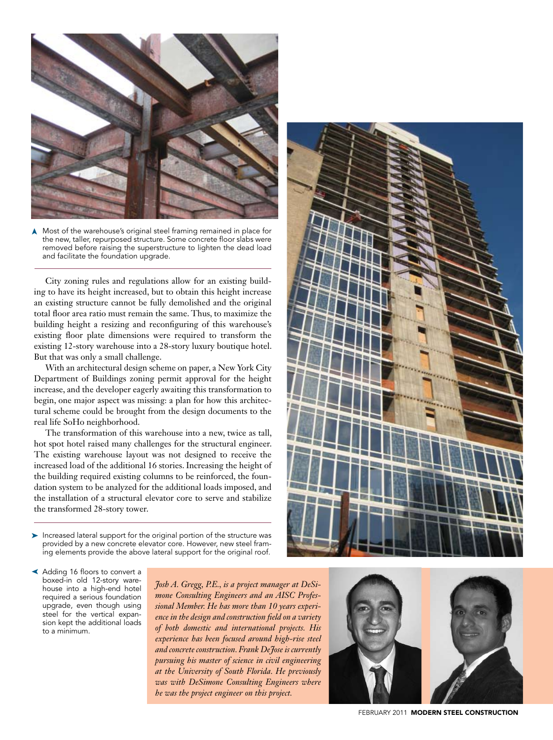▲ Most of the warehouse's original steel framing remained in place for the new, taller, repurposed structure. Some concrete floor slabs were removed before raising the superstructure to lighten the dead load and facilitate the foundation upgrade.

City zoning rules and regulations allow for an existing building to have its height increased, but to obtain this height increase an existing structure cannot be fully demolished and the original total floor area ratio must remain the same. Thus, to maximize the building height a resizing and reconfiguring of this warehouse's existing floor plate dimensions were required to transform the existing 12-story warehouse into a 28-story luxury boutique hotel. But that was only a small challenge.

With an architectural design scheme on paper, a New York City Department of Buildings zoning permit approval for the height increase, and the developer eagerly awaiting this transformation to begin, one major aspect was missing: a plan for how this architectural scheme could be brought from the design documents to the real life SoHo neighborhood.

The transformation of this warehouse into a new, twice as tall, hot spot hotel raised many challenges for the structural engineer. The existing warehouse layout was not designed to receive the increased load of the additional 16 stories. Increasing the height of the building required existing columns to be reinforced, the foundation system to be analyzed for the additional loads imposed, and the installation of a structural elevator core to serve and stabilize the transformed 28-story tower.

➤ Increased lateral support for the original portion of the structure was provided by a new concrete elevator core. However, new steel framing elements provide the above lateral support for the original roof.

◄ Adding 16 floors to convert a boxed-in old 12-story warehouse into a high-end hotel required a serious foundation upgrade, even though using steel for the vertical expansion kept the additional loads to a minimum.

*Josh A. Gregg, P.E., is a project manager at DeSimone Consulting Engineers and an AISC Professional Member. He has more than 10 years experience in the design and construction field on a variety of both domestic and international projects. His experience has been focused around high-rise steel and concrete construction. Frank DeJose is currently pursuing his master of science in civil engineering at the University of South Florida. He previously was with DeSimone Consulting Engineers where he was the project engineer on this project.*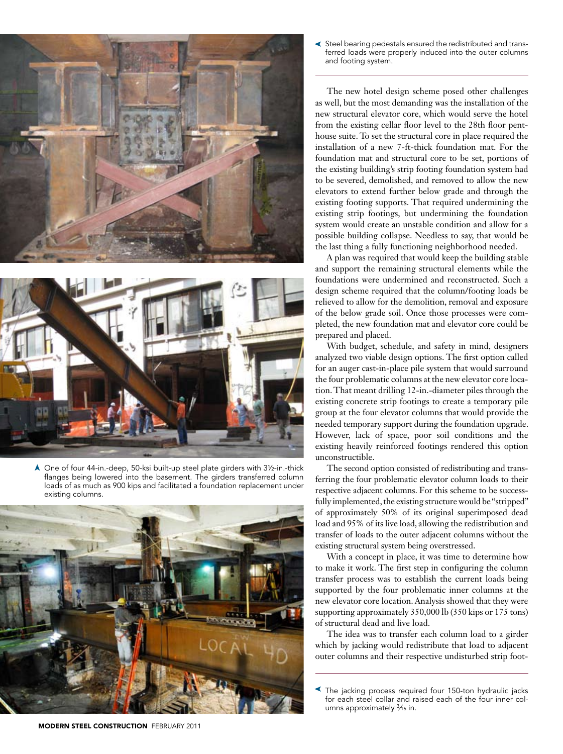Steel bearing pedestals ensured the redistributed and transferred loads were properly induced into the outer columns and footing system.

One of four 44-in.-deep, 50-ksi built-up steel plate girders with 3½-in.-thick flanges being lowered into the basement. The girders transferred column loads of as much as 900 kips and facilitated a foundation replacement under existing columns.

The new hotel design scheme posed other challenges as well, but the most demanding was the installation of the new structural elevator core, which would serve the hotel from the existing cellar floor level to the 28th floor penthouse suite. To set the structural core in place required the installation of a new 7-ft-thick foundation mat. For the foundation mat and structural core to be set, portions of the existing building's strip footing foundation system had to be severed, demolished, and removed to allow the new elevators to extend further below grade and through the existing footing supports. That required undermining the existing strip footings, but undermining the foundation system would create an unstable condition and allow for a possible building collapse. Needless to say, that would be the last thing a fully functioning neighborhood needed.

A plan was required that would keep the building stable and support the remaining structural elements while the foundations were undermined and reconstructed. Such a design scheme required that the column/footing loads be relieved to allow for the demolition, removal and exposure of the below grade soil. Once those processes were completed, the new foundation mat and elevator core could be prepared and placed.

With budget, schedule, and safety in mind, designers analyzed two viable design options. The first option called for an auger cast-in-place pile system that would surround the four problematic columns at the new elevator core location. That meant drilling 12-in.-diameter piles through the existing concrete strip footings to create a temporary pile group at the four elevator columns that would provide the needed temporary support during the foundation upgrade. However, lack of space, poor soil conditions and the existing heavily reinforced footings rendered this option unconstructible.

The second option consisted of redistributing and transferring the four problematic elevator column loads to their respective adjacent columns. For this scheme to be successfully implemented, the existing structure would be "stripped" of approximately 50% of its original superimposed dead load and 95% of its live load, allowing the redistribution and transfer of loads to the outer adjacent columns without the existing structural system being overstressed.

With a concept in place, it was time to determine how to make it work. The first step in configuring the column transfer process was to establish the current loads being supported by the four problematic inner columns at the new elevator core location. Analysis showed that they were supporting approximately 350,000 lb (350 kips or 175 tons) of structural dead and live load.

The idea was to transfer each column load to a girder which by jacking would redistribute that load to adjacent outer columns and their respective undisturbed strip foot-

The jacking process required four 150-ton hydraulic jacks for each steel collar and raised each of the four inner columns approximately $\frac{3}{16}$ in.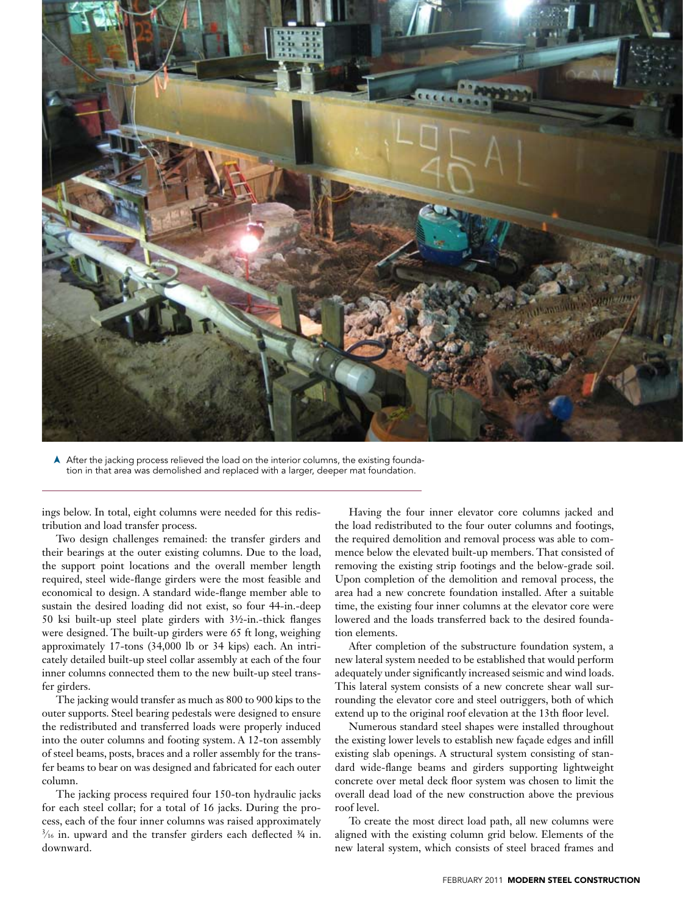▲ After the jacking process relieved the load on the interior columns, the existing foundation in that area was demolished and replaced with a larger, deeper mat foundation.

ings below. In total, eight columns were needed for this redistribution and load transfer process.

Two design challenges remained: the transfer girders and their bearings at the outer existing columns. Due to the load, the support point locations and the overall member length required, steel wide-flange girders were the most feasible and economical to design. A standard wide-flange member able to sustain the desired loading did not exist, so four 44-in.-deep 50 ksi built-up steel plate girders with 3½-in.-thick flanges were designed. The built-up girders were 65 ft long, weighing approximately 17-tons (34,000 lb or 34 kips) each. An intricately detailed built-up steel collar assembly at each of the four inner columns connected them to the new built-up steel transfer girders.

The jacking would transfer as much as 800 to 900 kips to the outer supports. Steel bearing pedestals were designed to ensure the redistributed and transferred loads were properly induced into the outer columns and footing system. A 12-ton assembly of steel beams, posts, braces and a roller assembly for the transfer beams to bear on was designed and fabricated for each outer column.

The jacking process required four 150-ton hydraulic jacks for each steel collar; for a total of 16 jacks. During the process, each of the four inner columns was raised approximately $^3/_{16}$ in. upward and the transfer girders each deflected ¾ in. downward.

Having the four inner elevator core columns jacked and the load redistributed to the four outer columns and footings, the required demolition and removal process was able to commence below the elevated built-up members. That consisted of removing the existing strip footings and the below-grade soil. Upon completion of the demolition and removal process, the area had a new concrete foundation installed. After a suitable time, the existing four inner columns at the elevator core were lowered and the loads transferred back to the desired foundation elements.

After completion of the substructure foundation system, a new lateral system needed to be established that would perform adequately under significantly increased seismic and wind loads. This lateral system consists of a new concrete shear wall surrounding the elevator core and steel outriggers, both of which extend up to the original roof elevation at the 13th floor level.

Numerous standard steel shapes were installed throughout the existing lower levels to establish new façade edges and infill existing slab openings. A structural system consisting of standard wide-flange beams and girders supporting lightweight concrete over metal deck floor system was chosen to limit the overall dead load of the new construction above the previous roof level.

To create the most direct load path, all new columns were aligned with the existing column grid below. Elements of the new lateral system, which consists of steel braced frames and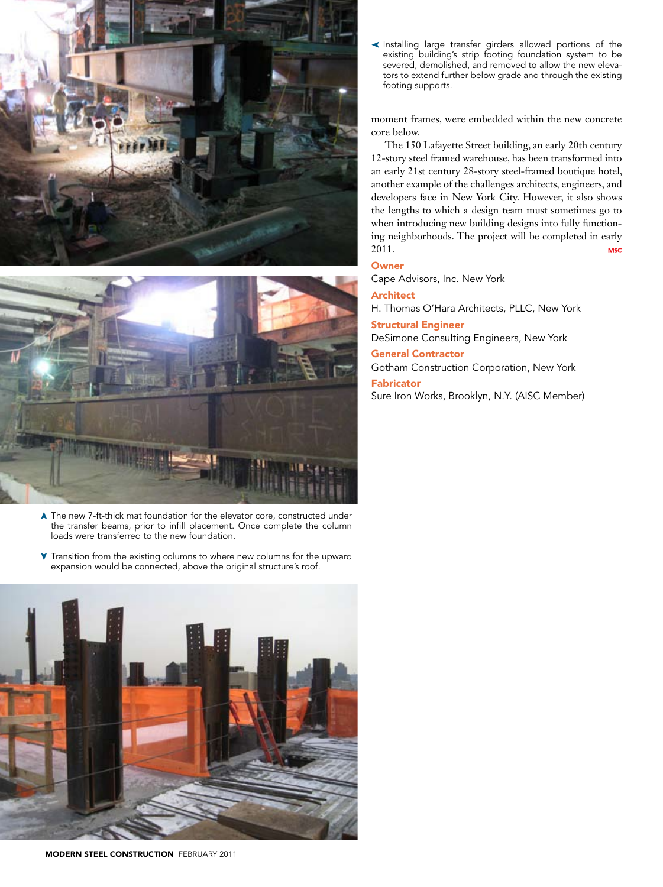Installing large transfer girders allowed portions of the existing building's strip footing foundation system to be severed, demolished, and removed to allow the new elevators to extend further below grade and through the existing footing supports.

The new 7-ft-thick mat foundation for the elevator core, constructed under the transfer beams, prior to infill placement. Once complete the column loads were transferred to the new foundation.

Transition from the existing columns to where new columns for the upward expansion would be connected, above the original structure's roof.

moment frames, were embedded within the new concrete core below.

The 150 Lafayette Street building, an early 20th century 12-story steel framed warehouse, has been transformed into an early 21st century 28-story steel-framed boutique hotel, another example of the challenges architects, engineers, and developers face in New York City. However, it also shows the lengths to which a design team must sometimes go to when introducing new building designs into fully functioning neighborhoods. The project will be completed in early 2011. **MSC**

**Owner**
Cape Advisors, Inc. New York

**Architect**
H. Thomas O'Hara Architects, PLLC, New York

**Structural Engineer**
DeSimone Consulting Engineers, New York

**General Contractor**
Gotham Construction Corporation, New York

**Fabricator**
Sure Iron Works, Brooklyn, N.Y. (AISC Member)